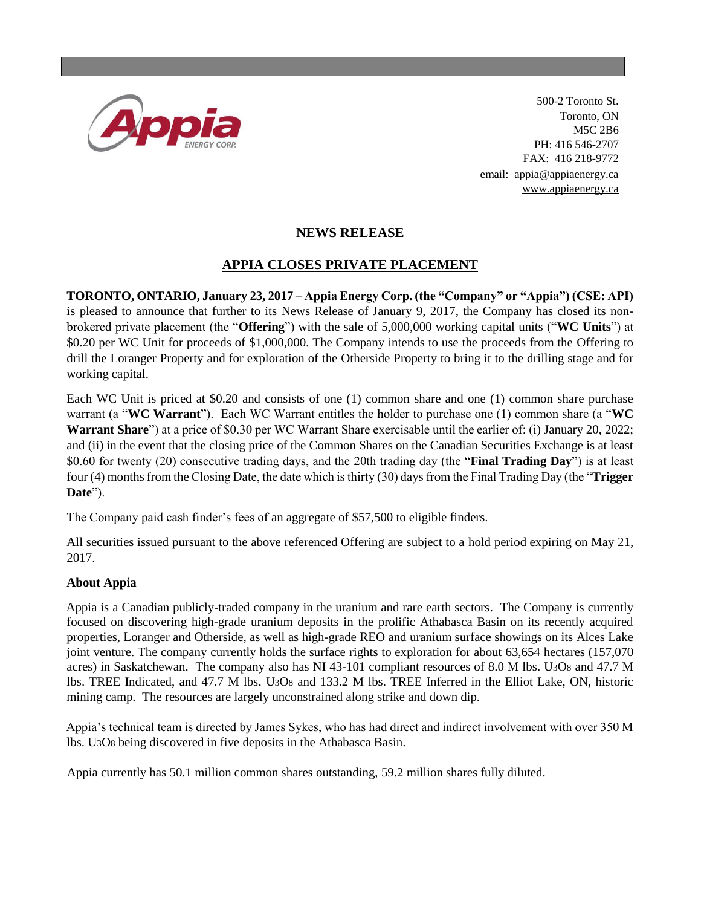Appia ENERGY CORP.

500-2 Toronto St.
Toronto, ON
M5C 2B6
PH: 416 546-2707
FAX: 416 218-9772
email: appia@appiaenergy.ca
www.appiaenergy.ca

## NEWS RELEASE

## APPIA CLOSES PRIVATE PLACEMENT

**TORONTO, ONTARIO, January 23, 2017 – Appia Energy Corp. (the "Company" or "Appia") (CSE: API)** is pleased to announce that further to its News Release of January 9, 2017, the Company has closed its non-brokered private placement (the "**Offering**") with the sale of 5,000,000 working capital units ("**WC Units**") at $0.20 per WC Unit for proceeds of $1,000,000. The Company intends to use the proceeds from the Offering to drill the Loranger Property and for exploration of the Otherside Property to bring it to the drilling stage and for working capital.

Each WC Unit is priced at $0.20 and consists of one (1) common share and one (1) common share purchase warrant (a "**WC Warrant**"). Each WC Warrant entitles the holder to purchase one (1) common share (a "**WC Warrant Share**") at a price of $0.30 per WC Warrant Share exercisable until the earlier of: (i) January 20, 2022; and (ii) in the event that the closing price of the Common Shares on the Canadian Securities Exchange is at least $0.60 for twenty (20) consecutive trading days, and the 20th trading day (the "**Final Trading Day**") is at least four (4) months from the Closing Date, the date which is thirty (30) days from the Final Trading Day (the "**Trigger Date**").

The Company paid cash finder's fees of an aggregate of $57,500 to eligible finders.

All securities issued pursuant to the above referenced Offering are subject to a hold period expiring on May 21, 2017.

**About Appia**

Appia is a Canadian publicly-traded company in the uranium and rare earth sectors. The Company is currently focused on discovering high-grade uranium deposits in the prolific Athabasca Basin on its recently acquired properties, Loranger and Otherside, as well as high-grade REO and uranium surface showings on its Alces Lake joint venture. The company currently holds the surface rights to exploration for about 63,654 hectares (157,070 acres) in Saskatchewan. The company also has NI 43-101 compliant resources of 8.0 M lbs. $U_3O_8$ and 47.7 M lbs. TREE Indicated, and 47.7 M lbs. $U_3O_8$ and 133.2 M lbs. TREE Inferred in the Elliot Lake, ON, historic mining camp. The resources are largely unconstrained along strike and down dip.

Appia's technical team is directed by James Sykes, who has had direct and indirect involvement with over 350 M lbs. $U_3O_8$ being discovered in five deposits in the Athabasca Basin.

Appia currently has 50.1 million common shares outstanding, 59.2 million shares fully diluted.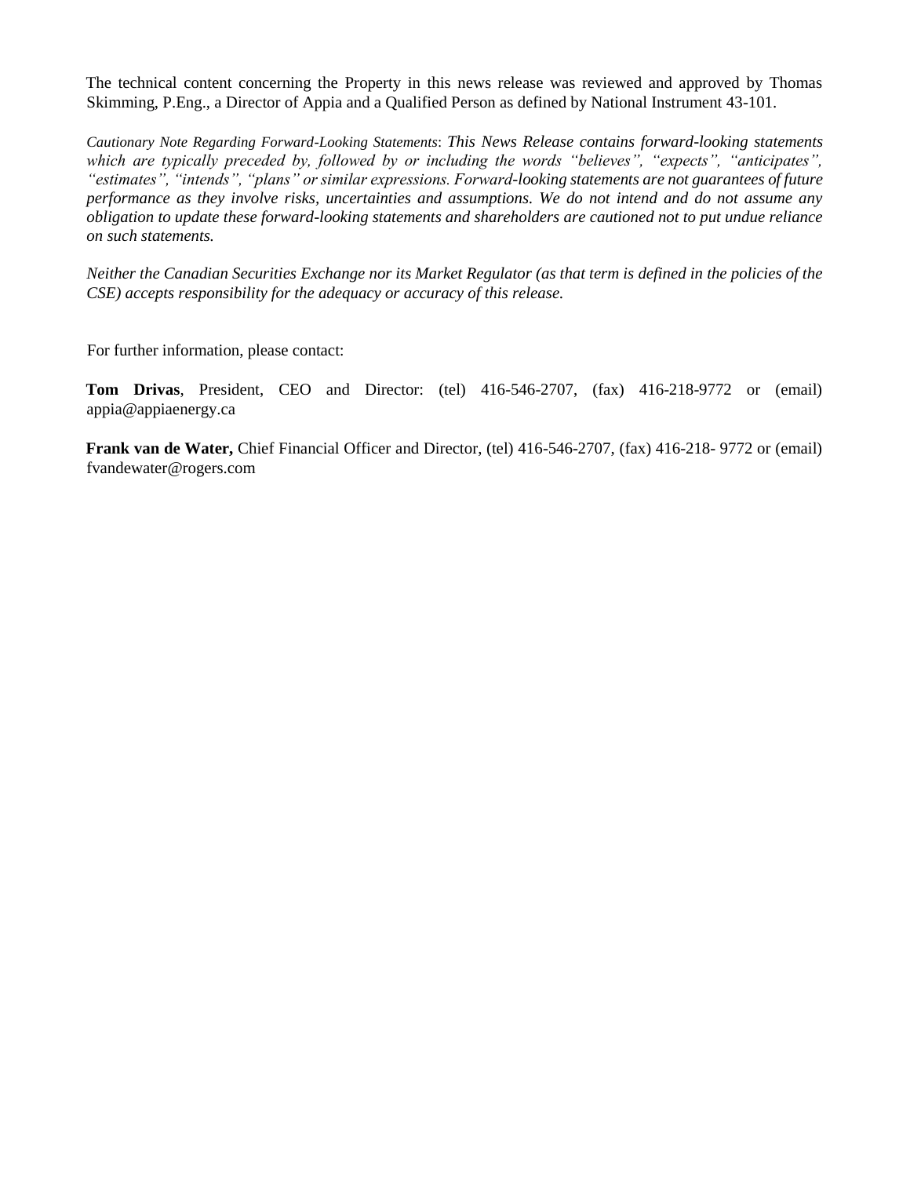The technical content concerning the Property in this news release was reviewed and approved by Thomas Skimming, P.Eng., a Director of Appia and a Qualified Person as defined by National Instrument 43-101.

*Cautionary Note Regarding Forward-Looking Statements*: *This News Release contains forward-looking statements which are typically preceded by, followed by or including the words "believes", "expects", "anticipates", "estimates", "intends", "plans" or similar expressions. Forward-looking statements are not guarantees of future performance as they involve risks, uncertainties and assumptions. We do not intend and do not assume any obligation to update these forward-looking statements and shareholders are cautioned not to put undue reliance on such statements.*

*Neither the Canadian Securities Exchange nor its Market Regulator (as that term is defined in the policies of the CSE) accepts responsibility for the adequacy or accuracy of this release.*

For further information, please contact:

**Tom Drivas**, President, CEO and Director: (tel) 416-546-2707, (fax) 416-218-9772 or (email) appia@appiaenergy.ca

**Frank van de Water,** Chief Financial Officer and Director, (tel) 416-546-2707, (fax) 416-218- 9772 or (email) fvandewater@rogers.com